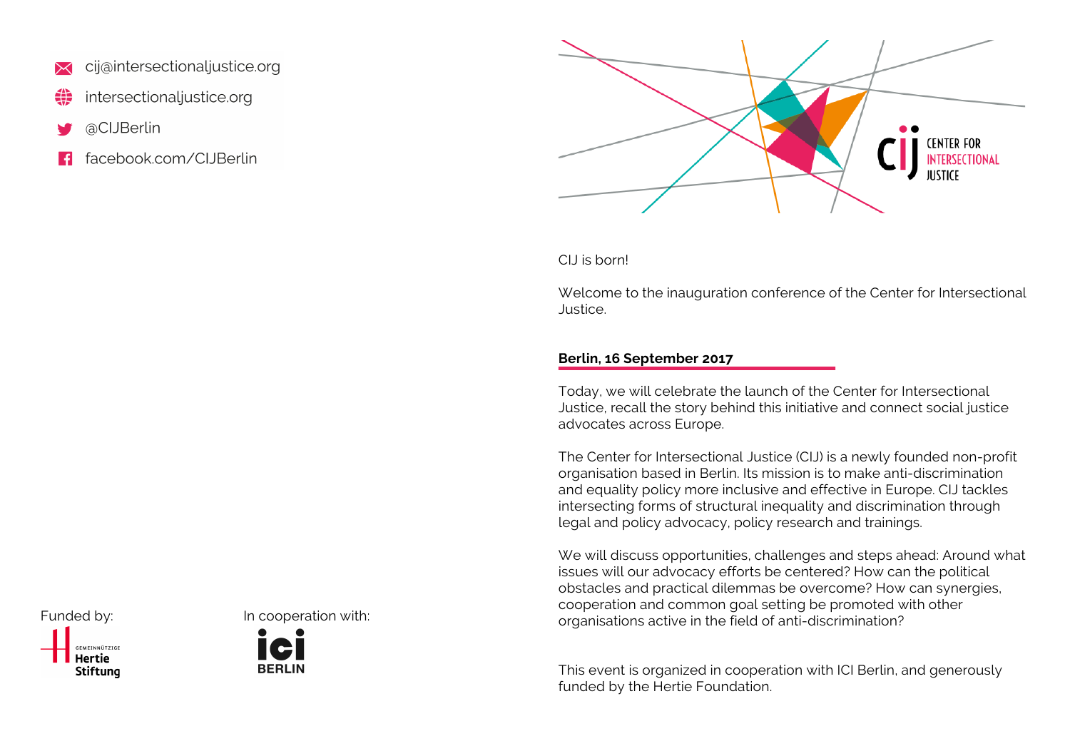cij@intersectionaljustice.org

intersectionaljustice.org

@CIJBerlin

facebook.com/CIJBerlin

Funded by:

GEMEINNÜTZIGE Hertie Stiftung

In cooperation with:

ici BERLIN

CIJ CENTER FOR INTERSECTIONAL JUSTICE

CIJ is born!

Welcome to the inauguration conference of the Center for Intersectional Justice.

**Berlin, 16 September 2017**

Today, we will celebrate the launch of the Center for Intersectional Justice, recall the story behind this initiative and connect social justice advocates across Europe.

The Center for Intersectional Justice (CIJ) is a newly founded non-profit organisation based in Berlin. Its mission is to make anti-discrimination and equality policy more inclusive and effective in Europe. CIJ tackles intersecting forms of structural inequality and discrimination through legal and policy advocacy, policy research and trainings.

We will discuss opportunities, challenges and steps ahead: Around what issues will our advocacy efforts be centered? How can the political obstacles and practical dilemmas be overcome? How can synergies, cooperation and common goal setting be promoted with other organisations active in the field of anti-discrimination?

This event is organized in cooperation with ICI Berlin, and generously funded by the Hertie Foundation.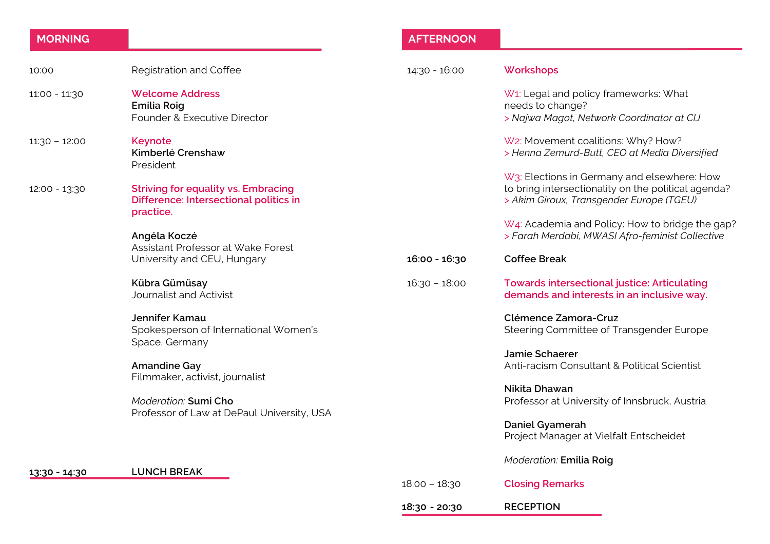## MORNING

10:00 — Registration and Coffee

11:00 - 11:30 — **Welcome Address**
**Emilia Roig**
Founder & Executive Director

11:30 – 12:00 — **Keynote**
**Kimberlé Crenshaw**
President

12:00 - 13:30 — **Striving for equality vs. Embracing Difference: Intersectional politics in practice.**

**Angéla Koczé**
Assistant Professor at Wake Forest University and CEU, Hungary

**Kübra Gümüsay**
Journalist and Activist

**Jennifer Kamau**
Spokesperson of International Women's Space, Germany

**Amandine Gay**
Filmmaker, activist, journalist

*Moderation:* **Sumi Cho**
Professor of Law at DePaul University, USA

**13:30 - 14:30 — LUNCH BREAK**

## AFTERNOON

14:30 - 16:00 — **Workshops**

W1: Legal and policy frameworks: What needs to change?
> *Najwa Magot, Network Coordinator at CIJ*

W2: Movement coalitions: Why? How?
> *Henna Zemurd-Butt, CEO at Media Diversified*

W3: Elections in Germany and elsewhere: How to bring intersectionality on the political agenda?
> *Akim Giroux, Transgender Europe (TGEU)*

W4: Academia and Policy: How to bridge the gap?
> *Farah Merdabi, MWASI Afro-feminist Collective*

**16:00 - 16:30 — Coffee Break**

16:30 – 18:00 — **Towards intersectional justice: Articulating demands and interests in an inclusive way.**

**Clémence Zamora-Cruz**
Steering Committee of Transgender Europe

**Jamie Schaerer**
Anti-racism Consultant & Political Scientist

**Nikita Dhawan**
Professor at University of Innsbruck, Austria

**Daniel Gyamerah**
Project Manager at Vielfalt Entscheidet

*Moderation:* **Emilia Roig**

18:00 – 18:30 — **Closing Remarks**

**18:30 - 20:30 — RECEPTION**